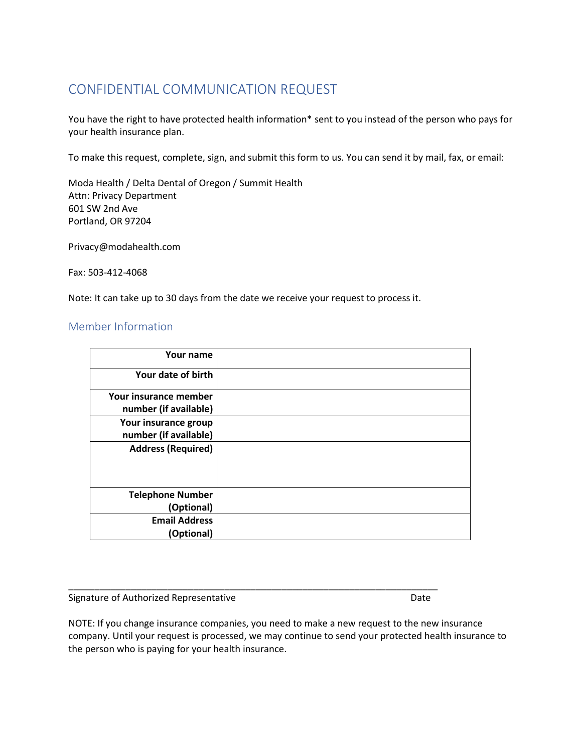# CONFIDENTIAL COMMUNICATION REQUEST

You have the right to have protected health information* sent to you instead of the person who pays for your health insurance plan.

To make this request, complete, sign, and submit this form to us. You can send it by mail, fax, or email:

Moda Health / Delta Dental of Oregon / Summit Health
Attn: Privacy Department
601 SW 2nd Ave
Portland, OR 97204

Privacy@modahealth.com

Fax: 503-412-4068

Note: It can take up to 30 days from the date we receive your request to process it.

## Member Information

| | |
|---|---|
| **Your name** | |
| **Your date of birth** | |
| **Your insurance member number (if available)** | |
| **Your insurance group number (if available)** | |
| **Address (Required)** | |
| **Telephone Number (Optional)** | |
| **Email Address (Optional)** | |

\_\_\_\_\_\_\_\_\_\_\_\_\_\_\_\_\_\_\_\_\_\_\_\_\_\_\_\_\_\_\_\_\_\_\_\_\_\_\_\_\_\_\_\_\_\_\_\_\_\_\_\_\_\_\_\_\_\_\_\_\_\_\_\_\_\_\_\_\_\_\_\_

Signature of Authorized Representative                                                                 Date

NOTE: If you change insurance companies, you need to make a new request to the new insurance company. Until your request is processed, we may continue to send your protected health insurance to the person who is paying for your health insurance.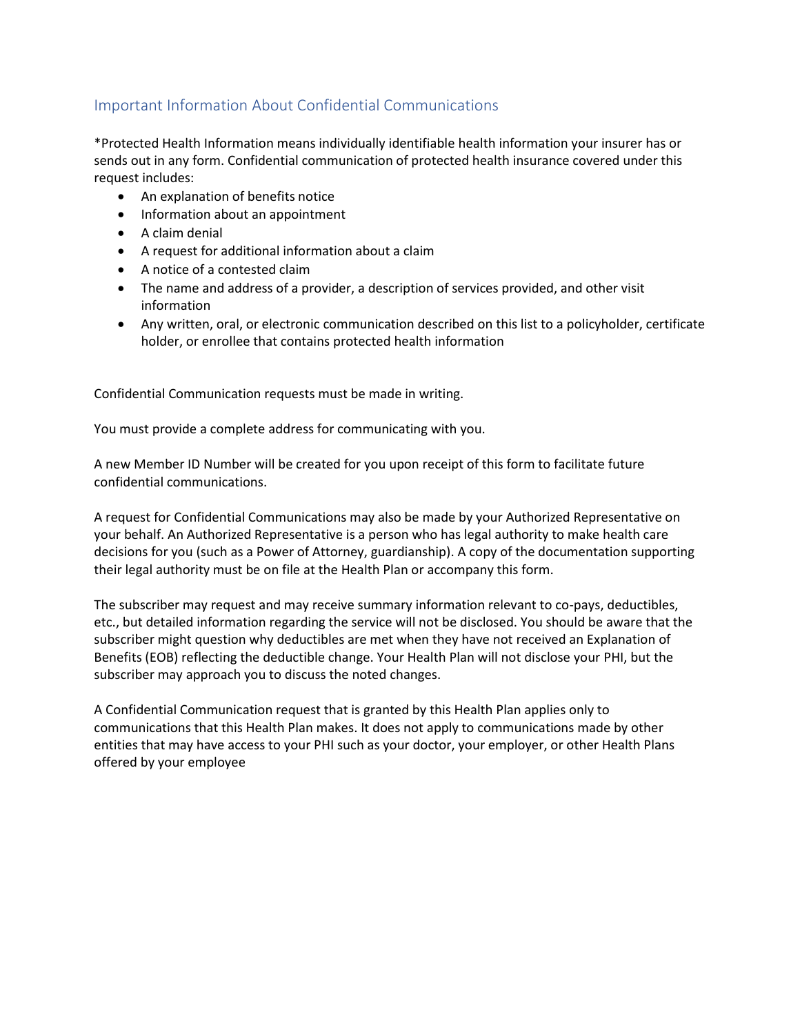## Important Information About Confidential Communications

*Protected Health Information means individually identifiable health information your insurer has or sends out in any form. Confidential communication of protected health insurance covered under this request includes:

- An explanation of benefits notice
- Information about an appointment
- A claim denial
- A request for additional information about a claim
- A notice of a contested claim
- The name and address of a provider, a description of services provided, and other visit information
- Any written, oral, or electronic communication described on this list to a policyholder, certificate holder, or enrollee that contains protected health information

Confidential Communication requests must be made in writing.

You must provide a complete address for communicating with you.

A new Member ID Number will be created for you upon receipt of this form to facilitate future confidential communications.

A request for Confidential Communications may also be made by your Authorized Representative on your behalf. An Authorized Representative is a person who has legal authority to make health care decisions for you (such as a Power of Attorney, guardianship). A copy of the documentation supporting their legal authority must be on file at the Health Plan or accompany this form.

The subscriber may request and may receive summary information relevant to co-pays, deductibles, etc., but detailed information regarding the service will not be disclosed. You should be aware that the subscriber might question why deductibles are met when they have not received an Explanation of Benefits (EOB) reflecting the deductible change. Your Health Plan will not disclose your PHI, but the subscriber may approach you to discuss the noted changes.

A Confidential Communication request that is granted by this Health Plan applies only to communications that this Health Plan makes. It does not apply to communications made by other entities that may have access to your PHI such as your doctor, your employer, or other Health Plans offered by your employee